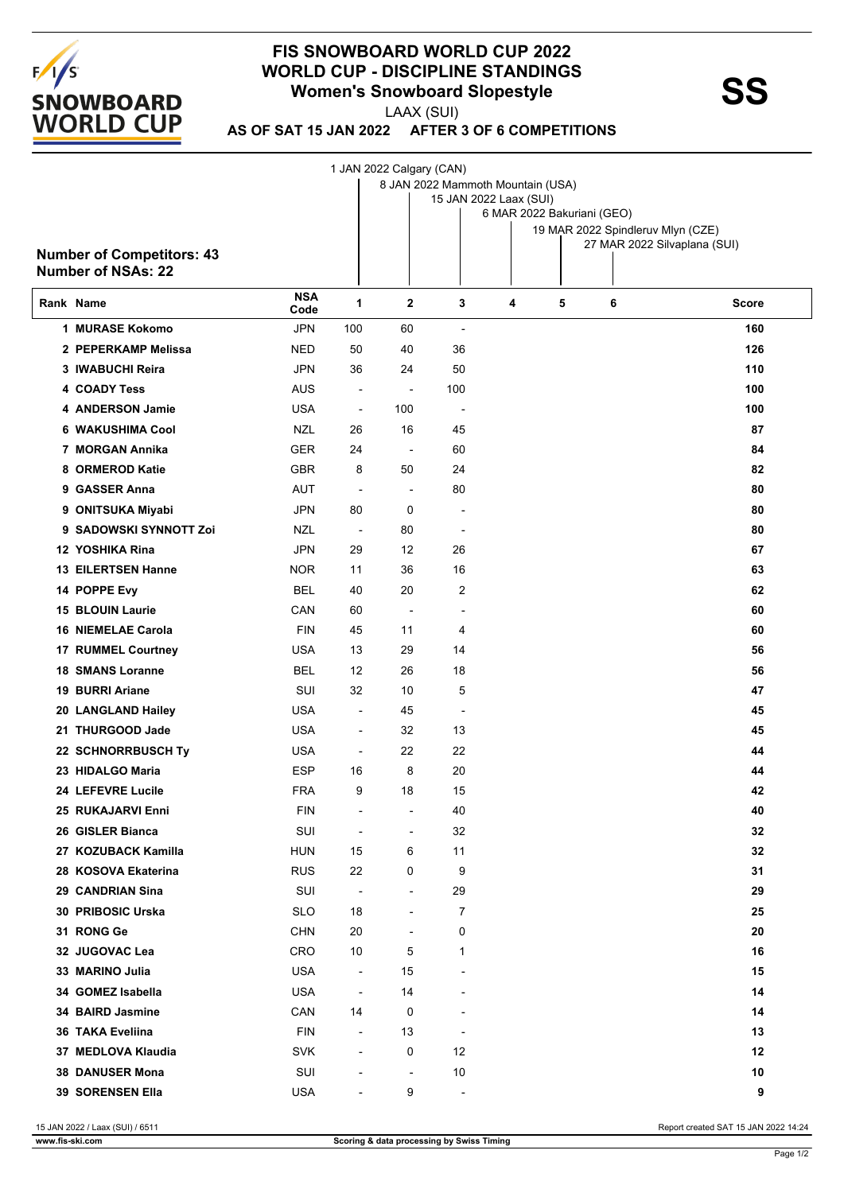# FIS SNOWBOARD WORLD CUP 2022
## WORLD CUP - DISCIPLINE STANDINGS
### Women's Snowboard Slopestyle

**SS**

LAAX (SUI)

**AS OF SAT 15 JAN 2022 AFTER 3 OF 6 COMPETITIONS**

1 JAN 2022 Calgary (CAN)
8 JAN 2022 Mammoth Mountain (USA)
15 JAN 2022 Laax (SUI)
6 MAR 2022 Bakuriani (GEO)
19 MAR 2022 Spindleruv Mlyn (CZE)
27 MAR 2022 Silvaplana (SUI)

**Number of Competitors: 43**
**Number of NSAs: 22**

| Rank | Name | NSA Code | 1 | 2 | 3 | 4 | 5 | 6 | Score |
|---|---|---|---|---|---|---|---|---|---|
| 1 | MURASE Kokomo | JPN | 100 | 60 | - | | | | 160 |
| 2 | PEPERKAMP Melissa | NED | 50 | 40 | 36 | | | | 126 |
| 3 | IWABUCHI Reira | JPN | 36 | 24 | 50 | | | | 110 |
| 4 | COADY Tess | AUS | - | - | 100 | | | | 100 |
| 4 | ANDERSON Jamie | USA | - | 100 | - | | | | 100 |
| 6 | WAKUSHIMA Cool | NZL | 26 | 16 | 45 | | | | 87 |
| 7 | MORGAN Annika | GER | 24 | - | 60 | | | | 84 |
| 8 | ORMEROD Katie | GBR | 8 | 50 | 24 | | | | 82 |
| 9 | GASSER Anna | AUT | - | - | 80 | | | | 80 |
| 9 | ONITSUKA Miyabi | JPN | 80 | 0 | - | | | | 80 |
| 9 | SADOWSKI SYNNOTT Zoi | NZL | - | 80 | - | | | | 80 |
| 12 | YOSHIKA Rina | JPN | 29 | 12 | 26 | | | | 67 |
| 13 | EILERTSEN Hanne | NOR | 11 | 36 | 16 | | | | 63 |
| 14 | POPPE Evy | BEL | 40 | 20 | 2 | | | | 62 |
| 15 | BLOUIN Laurie | CAN | 60 | - | - | | | | 60 |
| 16 | NIEMELAE Carola | FIN | 45 | 11 | 4 | | | | 60 |
| 17 | RUMMEL Courtney | USA | 13 | 29 | 14 | | | | 56 |
| 18 | SMANS Loranne | BEL | 12 | 26 | 18 | | | | 56 |
| 19 | BURRI Ariane | SUI | 32 | 10 | 5 | | | | 47 |
| 20 | LANGLAND Hailey | USA | - | 45 | - | | | | 45 |
| 21 | THURGOOD Jade | USA | - | 32 | 13 | | | | 45 |
| 22 | SCHNORRBUSCH Ty | USA | - | 22 | 22 | | | | 44 |
| 23 | HIDALGO Maria | ESP | 16 | 8 | 20 | | | | 44 |
| 24 | LEFEVRE Lucile | FRA | 9 | 18 | 15 | | | | 42 |
| 25 | RUKAJARVI Enni | FIN | - | - | 40 | | | | 40 |
| 26 | GISLER Bianca | SUI | - | - | 32 | | | | 32 |
| 27 | KOZUBACK Kamilla | HUN | 15 | 6 | 11 | | | | 32 |
| 28 | KOSOVA Ekaterina | RUS | 22 | 0 | 9 | | | | 31 |
| 29 | CANDRIAN Sina | SUI | - | - | 29 | | | | 29 |
| 30 | PRIBOSIC Urska | SLO | 18 | - | 7 | | | | 25 |
| 31 | RONG Ge | CHN | 20 | - | 0 | | | | 20 |
| 32 | JUGOVAC Lea | CRO | 10 | 5 | 1 | | | | 16 |
| 33 | MARINO Julia | USA | - | 15 | - | | | | 15 |
| 34 | GOMEZ Isabella | USA | - | 14 | - | | | | 14 |
| 34 | BAIRD Jasmine | CAN | 14 | 0 | - | | | | 14 |
| 36 | TAKA Eveliina | FIN | - | 13 | - | | | | 13 |
| 37 | MEDLOVA Klaudia | SVK | - | 0 | 12 | | | | 12 |
| 38 | DANUSER Mona | SUI | - | - | 10 | | | | 10 |
| 39 | SORENSEN Ella | USA | - | 9 | - | | | | 9 |

15 JAN 2022 / Laax (SUI) / 6511

Report created SAT 15 JAN 2022 14:24

www.fis-ski.com

Scoring & data processing by Swiss Timing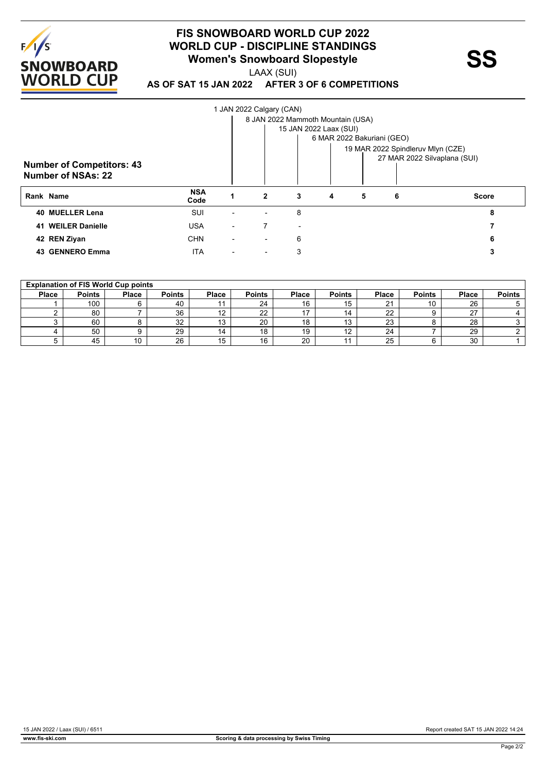# FIS SNOWBOARD WORLD CUP 2022
## WORLD CUP - DISCIPLINE STANDINGS
### Women's Snowboard Slopestyle

**SS**

LAAX (SUI)

**AS OF SAT 15 JAN 2022 AFTER 3 OF 6 COMPETITIONS**

1 JAN 2022 Calgary (CAN)
8 JAN 2022 Mammoth Mountain (USA)
15 JAN 2022 Laax (SUI)
6 MAR 2022 Bakuriani (GEO)
19 MAR 2022 Spindleruv Mlyn (CZE)
27 MAR 2022 Silvaplana (SUI)

**Number of Competitors: 43**
**Number of NSAs: 22**

| Rank | Name | NSA Code | 1 | 2 | 3 | 4 | 5 | 6 | Score |
|---|---|---|---|---|---|---|---|---|---|
| 40 | MUELLER Lena | SUI | - | - | 8 | | | | 8 |
| 41 | WEILER Danielle | USA | - | 7 | - | | | | 7 |
| 42 | REN Ziyan | CHN | - | - | 6 | | | | 6 |
| 43 | GENNERO Emma | ITA | - | - | 3 | | | | 3 |

**Explanation of FIS World Cup points**

| Place | Points | Place | Points | Place | Points | Place | Points | Place | Points | Place | Points |
|---|---|---|---|---|---|---|---|---|---|---|---|
| 1 | 100 | 6 | 40 | 11 | 24 | 16 | 15 | 21 | 10 | 26 | 5 |
| 2 | 80 | 7 | 36 | 12 | 22 | 17 | 14 | 22 | 9 | 27 | 4 |
| 3 | 60 | 8 | 32 | 13 | 20 | 18 | 13 | 23 | 8 | 28 | 3 |
| 4 | 50 | 9 | 29 | 14 | 18 | 19 | 12 | 24 | 7 | 29 | 2 |
| 5 | 45 | 10 | 26 | 15 | 16 | 20 | 11 | 25 | 6 | 30 | 1 |

15 JAN 2022 / Laax (SUI) / 6511

Report created SAT 15 JAN 2022 14:24

www.fis-ski.com

Scoring & data processing by Swiss Timing